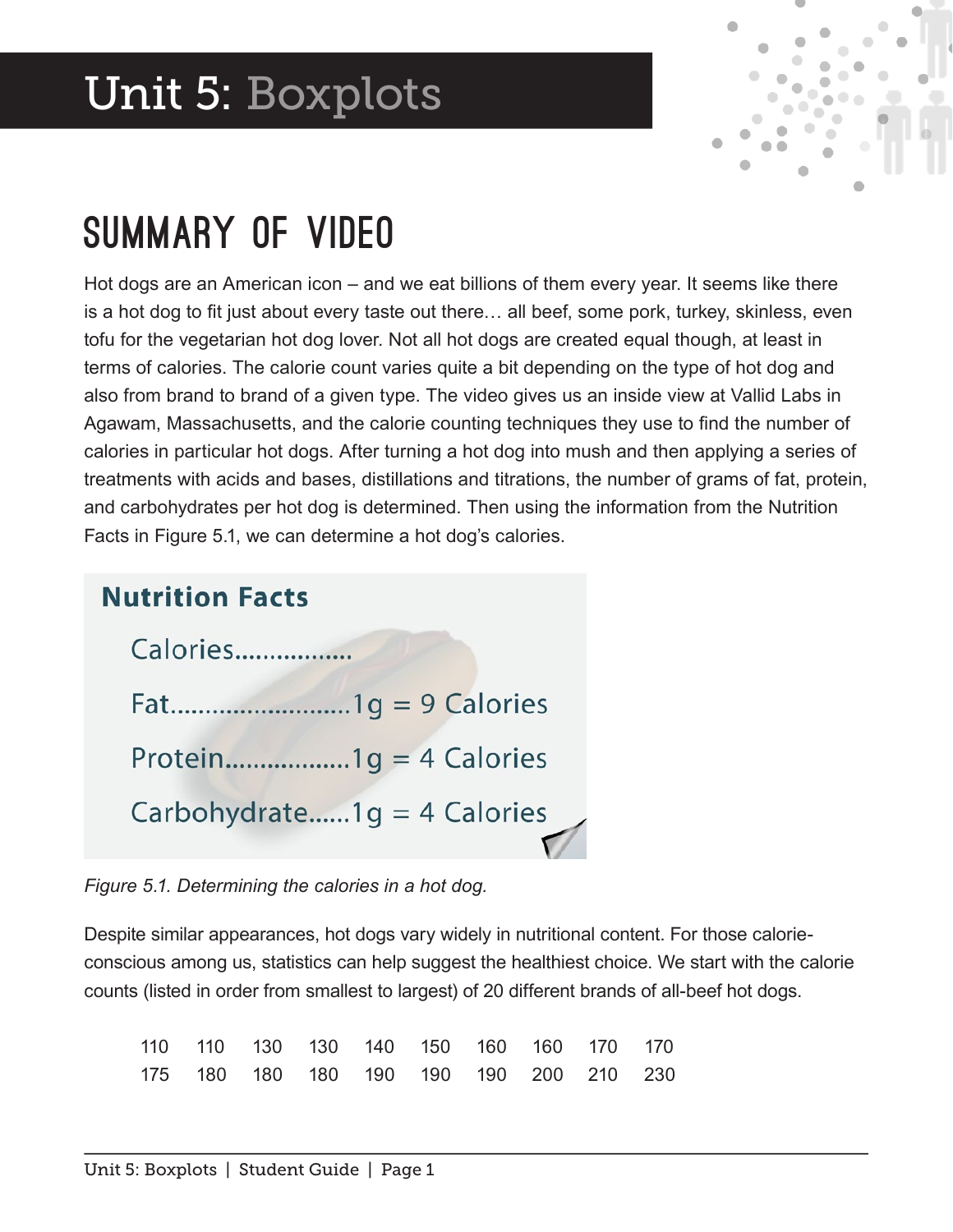# Unit 5: Boxplots

## SUMMARY OF VIDEO

Hot dogs are an American icon – and we eat billions of them every year. It seems like there is a hot dog to fit just about every taste out there… all beef, some pork, turkey, skinless, even tofu for the vegetarian hot dog lover. Not all hot dogs are created equal though, at least in terms of calories. The calorie count varies quite a bit depending on the type of hot dog and also from brand to brand of a given type. The video gives us an inside view at Vallid Labs in Agawam, Massachusetts, and the calorie counting techniques they use to find the number of calories in particular hot dogs. After turning a hot dog into mush and then applying a series of treatments with acids and bases, distillations and titrations, the number of grams of fat, protein, and carbohydrates per hot dog is determined. Then using the information from the Nutrition Facts in Figure 5.1, we can determine a hot dog's calories.

**Nutrition Facts**

Calories.................

Fat..........................1g = 9 Calories

Protein..................1g = 4 Calories

Carbohydrate......1g = 4 Calories

*Figure 5.1. Determining the calories in a hot dog.*

Despite similar appearances, hot dogs vary widely in nutritional content. For those calorie-conscious among us, statistics can help suggest the healthiest choice. We start with the calorie counts (listed in order from smallest to largest) of 20 different brands of all-beef hot dogs.

| | | | | | | | | | |
|---|---|---|---|---|---|---|---|---|---|
| 110 | 110 | 130 | 130 | 140 | 150 | 160 | 160 | 170 | 170 |
| 175 | 180 | 180 | 180 | 190 | 190 | 190 | 200 | 210 | 230 |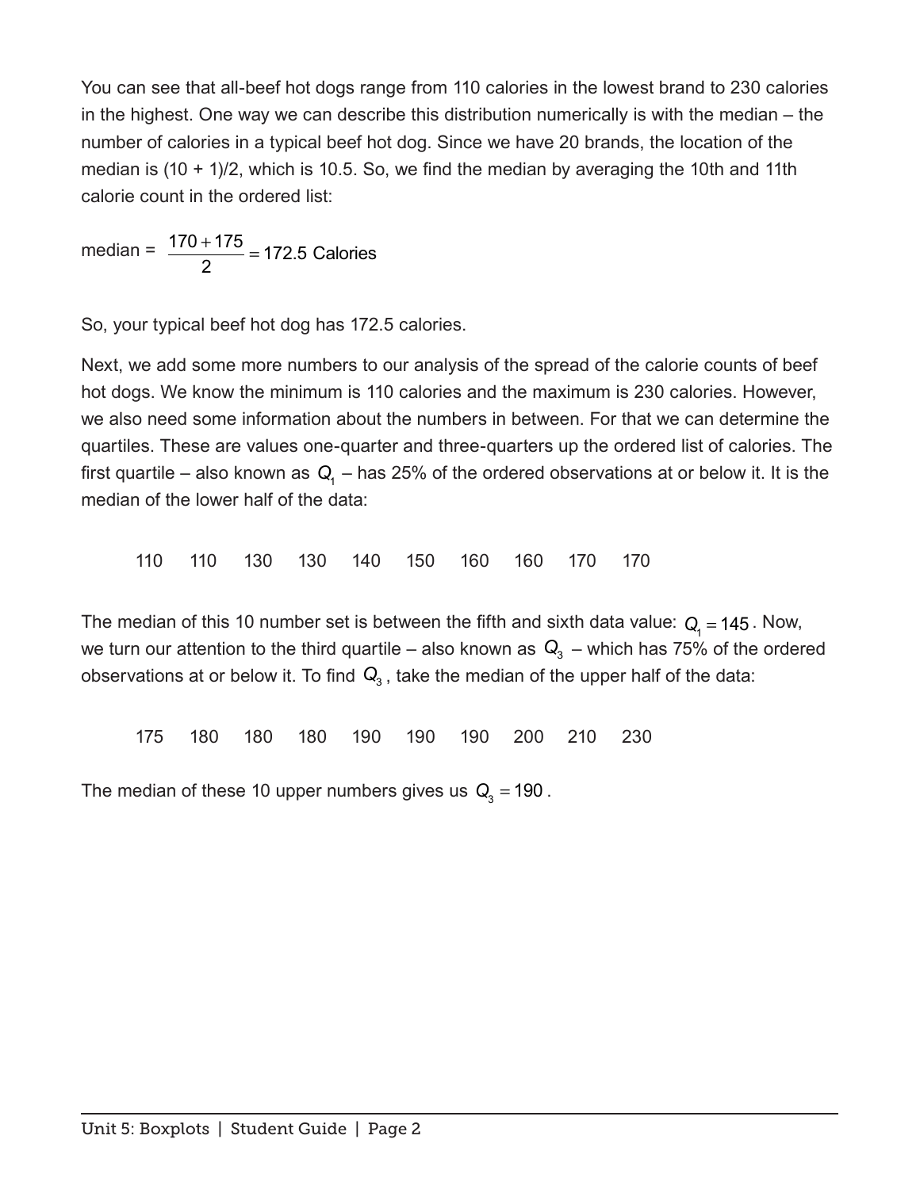You can see that all-beef hot dogs range from 110 calories in the lowest brand to 230 calories in the highest. One way we can describe this distribution numerically is with the median – the number of calories in a typical beef hot dog. Since we have 20 brands, the location of the median is (10 + 1)/2, which is 10.5. So, we find the median by averaging the 10th and 11th calorie count in the ordered list:

median = $\frac{170+175}{2} = 172.5$ Calories

So, your typical beef hot dog has 172.5 calories.

Next, we add some more numbers to our analysis of the spread of the calorie counts of beef hot dogs. We know the minimum is 110 calories and the maximum is 230 calories. However, we also need some information about the numbers in between. For that we can determine the quartiles. These are values one-quarter and three-quarters up the ordered list of calories. The first quartile – also known as $Q_1$ – has 25% of the ordered observations at or below it. It is the median of the lower half of the data:

110 110 130 130 140 150 160 160 170 170

The median of this 10 number set is between the fifth and sixth data value: $Q_1 = 145$. Now, we turn our attention to the third quartile – also known as $Q_3$ – which has 75% of the ordered observations at or below it. To find $Q_3$, take the median of the upper half of the data:

175 180 180 180 190 190 190 200 210 230

The median of these 10 upper numbers gives us $Q_3 = 190$.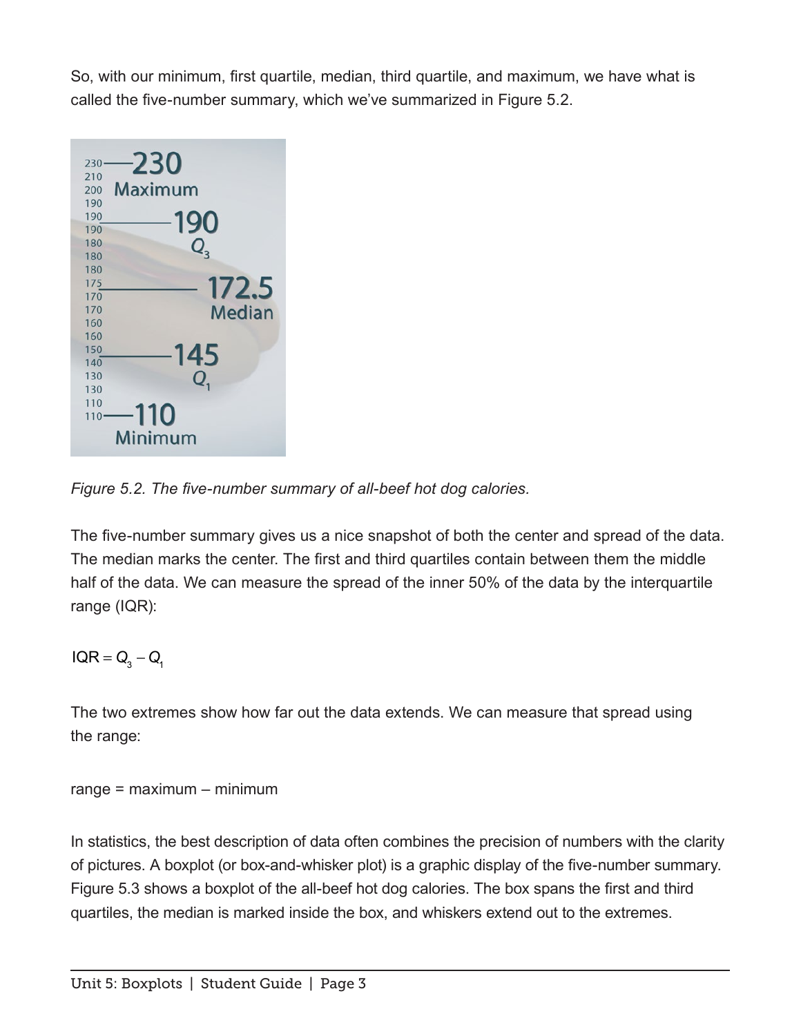So, with our minimum, first quartile, median, third quartile, and maximum, we have what is called the five-number summary, which we've summarized in Figure 5.2.

*Figure 5.2. The five-number summary of all-beef hot dog calories.*

The five-number summary gives us a nice snapshot of both the center and spread of the data. The median marks the center. The first and third quartiles contain between them the middle half of the data. We can measure the spread of the inner 50% of the data by the interquartile range (IQR):

$$\text{IQR} = Q_3 - Q_1$$

The two extremes show how far out the data extends. We can measure that spread using the range:

range = maximum – minimum

In statistics, the best description of data often combines the precision of numbers with the clarity of pictures. A boxplot (or box-and-whisker plot) is a graphic display of the five-number summary. Figure 5.3 shows a boxplot of the all-beef hot dog calories. The box spans the first and third quartiles, the median is marked inside the box, and whiskers extend out to the extremes.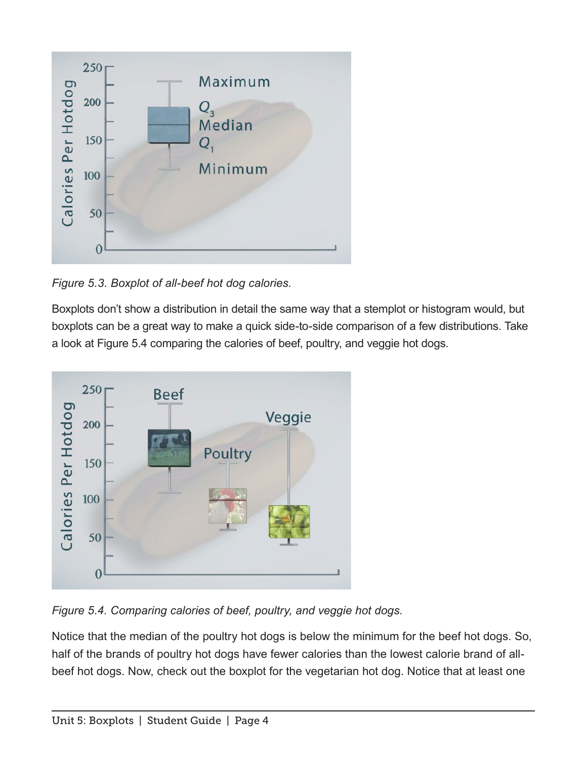*Figure 5.3. Boxplot of all-beef hot dog calories.*

Boxplots don't show a distribution in detail the same way that a stemplot or histogram would, but boxplots can be a great way to make a quick side-to-side comparison of a few distributions. Take a look at Figure 5.4 comparing the calories of beef, poultry, and veggie hot dogs.

*Figure 5.4. Comparing calories of beef, poultry, and veggie hot dogs.*

Notice that the median of the poultry hot dogs is below the minimum for the beef hot dogs. So, half of the brands of poultry hot dogs have fewer calories than the lowest calorie brand of all-beef hot dogs. Now, check out the boxplot for the vegetarian hot dog. Notice that at least one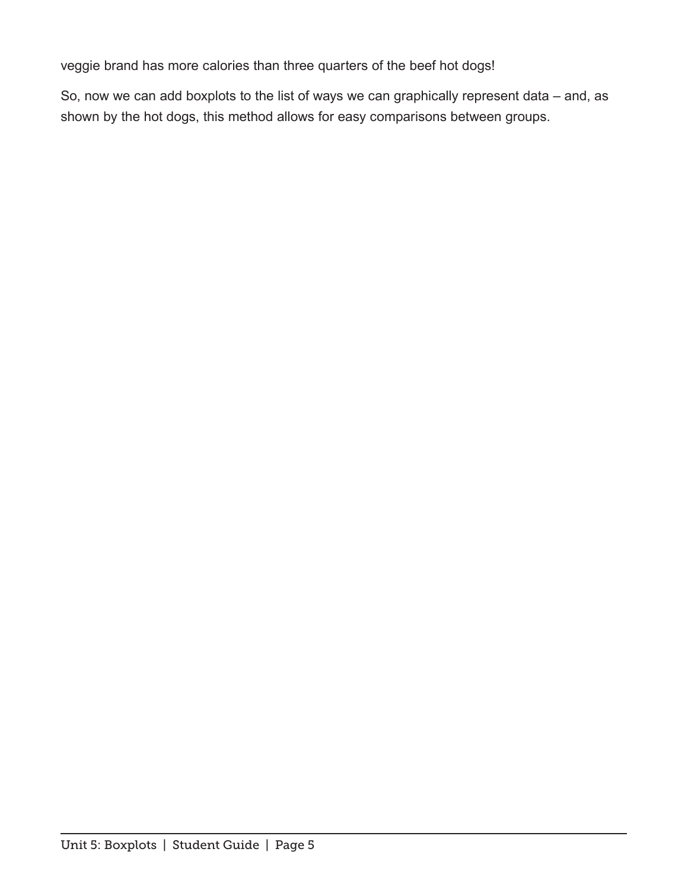veggie brand has more calories than three quarters of the beef hot dogs!

So, now we can add boxplots to the list of ways we can graphically represent data – and, as shown by the hot dogs, this method allows for easy comparisons between groups.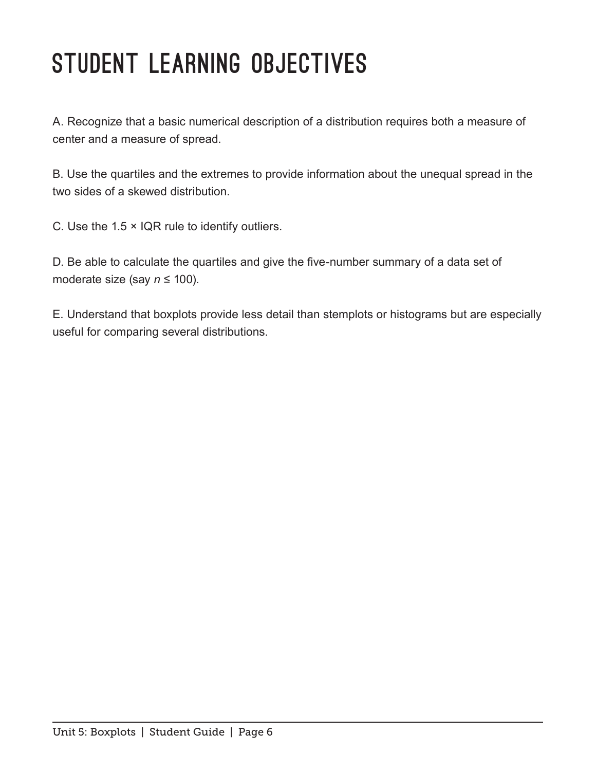# STUDENT LEARNING OBJECTIVES

A. Recognize that a basic numerical description of a distribution requires both a measure of center and a measure of spread.

B. Use the quartiles and the extremes to provide information about the unequal spread in the two sides of a skewed distribution.

C. Use the 1.5 × IQR rule to identify outliers.

D. Be able to calculate the quartiles and give the five-number summary of a data set of moderate size (say $n \leq 100$).

E. Understand that boxplots provide less detail than stemplots or histograms but are especially useful for comparing several distributions.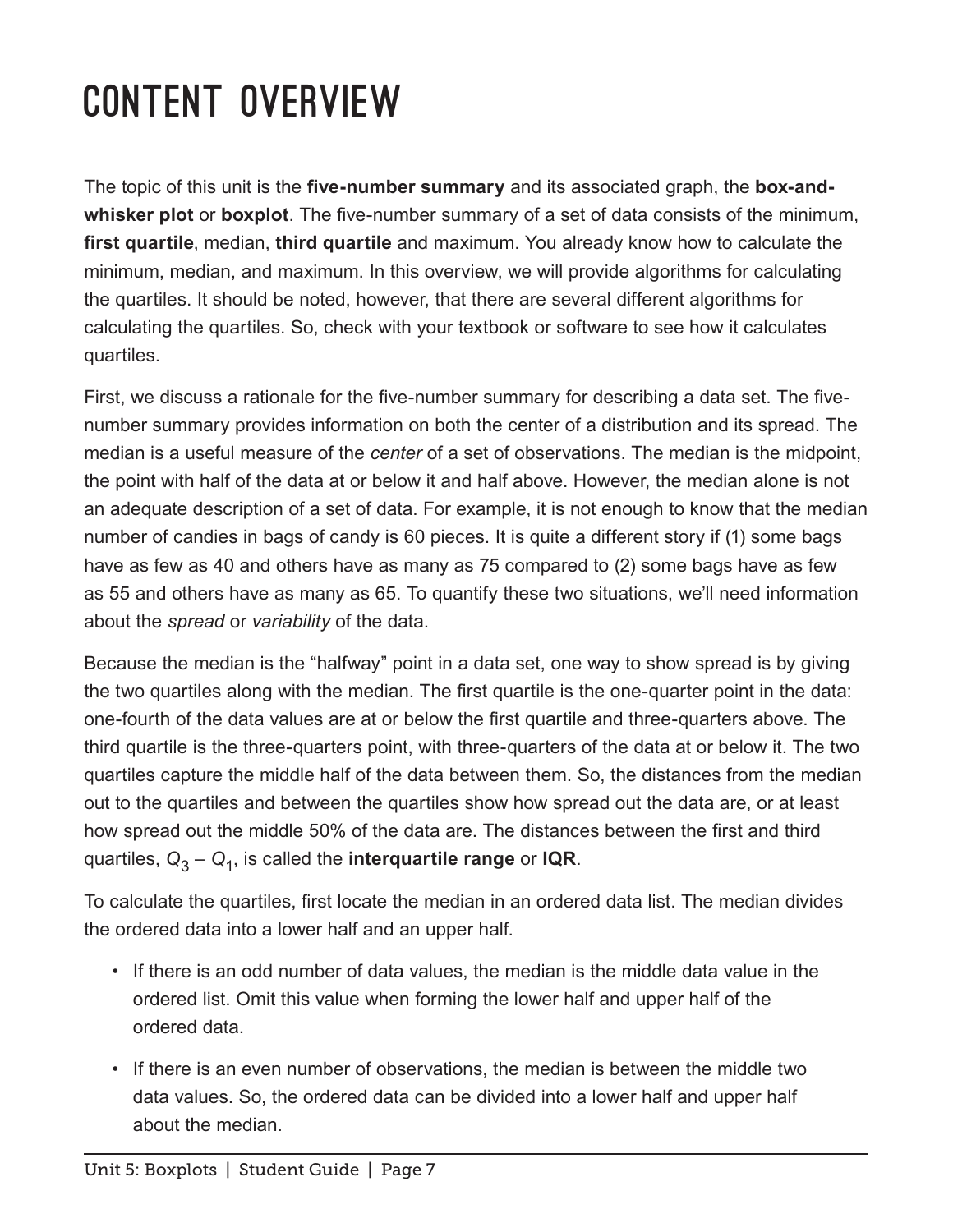# CONTENT OVERVIEW

The topic of this unit is the **five-number summary** and its associated graph, the **box-and-whisker plot** or **boxplot**. The five-number summary of a set of data consists of the minimum, **first quartile**, median, **third quartile** and maximum. You already know how to calculate the minimum, median, and maximum. In this overview, we will provide algorithms for calculating the quartiles. It should be noted, however, that there are several different algorithms for calculating the quartiles. So, check with your textbook or software to see how it calculates quartiles.

First, we discuss a rationale for the five-number summary for describing a data set. The five-number summary provides information on both the center of a distribution and its spread. The median is a useful measure of the *center* of a set of observations. The median is the midpoint, the point with half of the data at or below it and half above. However, the median alone is not an adequate description of a set of data. For example, it is not enough to know that the median number of candies in bags of candy is 60 pieces. It is quite a different story if (1) some bags have as few as 40 and others have as many as 75 compared to (2) some bags have as few as 55 and others have as many as 65. To quantify these two situations, we'll need information about the *spread* or *variability* of the data.

Because the median is the "halfway" point in a data set, one way to show spread is by giving the two quartiles along with the median. The first quartile is the one-quarter point in the data: one-fourth of the data values are at or below the first quartile and three-quarters above. The third quartile is the three-quarters point, with three-quarters of the data at or below it. The two quartiles capture the middle half of the data between them. So, the distances from the median out to the quartiles and between the quartiles show how spread out the data are, or at least how spread out the middle 50% of the data are. The distances between the first and third quartiles, $Q_3 - Q_1$, is called the **interquartile range** or **IQR**.

To calculate the quartiles, first locate the median in an ordered data list. The median divides the ordered data into a lower half and an upper half.

- If there is an odd number of data values, the median is the middle data value in the ordered list. Omit this value when forming the lower half and upper half of the ordered data.
- If there is an even number of observations, the median is between the middle two data values. So, the ordered data can be divided into a lower half and upper half about the median.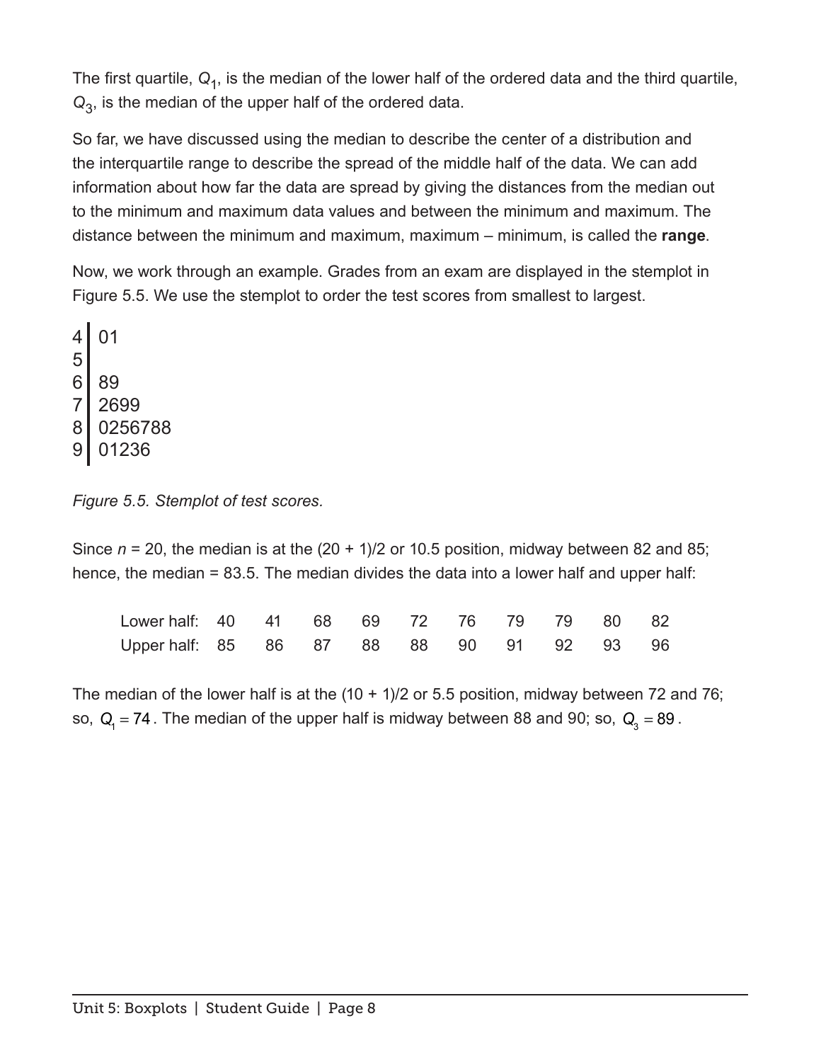The first quartile, $Q_1$, is the median of the lower half of the ordered data and the third quartile, $Q_3$, is the median of the upper half of the ordered data.

So far, we have discussed using the median to describe the center of a distribution and the interquartile range to describe the spread of the middle half of the data. We can add information about how far the data are spread by giving the distances from the median out to the minimum and maximum data values and between the minimum and maximum. The distance between the minimum and maximum, maximum – minimum, is called the **range**.

Now, we work through an example. Grades from an exam are displayed in the stemplot in Figure 5.5. We use the stemplot to order the test scores from smallest to largest.

```
4 | 01
5 |
6 | 89
7 | 2699
8 | 0256788
9 | 01236
```

*Figure 5.5. Stemplot of test scores.*

Since $n$ = 20, the median is at the (20 + 1)/2 or 10.5 position, midway between 82 and 85; hence, the median = 83.5. The median divides the data into a lower half and upper half:

| | | | | | | | | | | |
|---|---|---|---|---|---|---|---|---|---|---|
| Lower half: | 40 | 41 | 68 | 69 | 72 | 76 | 79 | 79 | 80 | 82 |
| Upper half: | 85 | 86 | 87 | 88 | 88 | 90 | 91 | 92 | 93 | 96 |

The median of the lower half is at the (10 + 1)/2 or 5.5 position, midway between 72 and 76; so, $Q_1 = 74$. The median of the upper half is midway between 88 and 90; so, $Q_3 = 89$.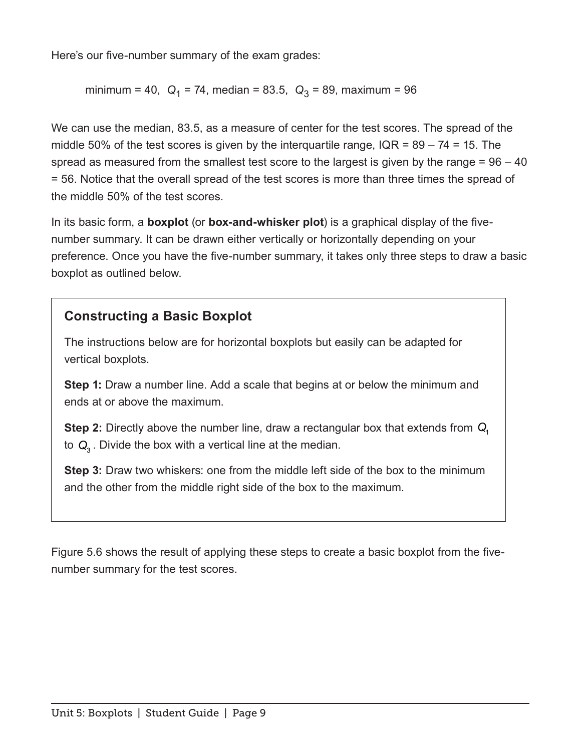Here's our five-number summary of the exam grades:

minimum = 40, $Q_1$ = 74, median = 83.5, $Q_3$ = 89, maximum = 96

We can use the median, 83.5, as a measure of center for the test scores. The spread of the middle 50% of the test scores is given by the interquartile range, IQR = 89 – 74 = 15. The spread as measured from the smallest test score to the largest is given by the range = 96 – 40 = 56. Notice that the overall spread of the test scores is more than three times the spread of the middle 50% of the test scores.

In its basic form, a **boxplot** (or **box-and-whisker plot**) is a graphical display of the five-number summary. It can be drawn either vertically or horizontally depending on your preference. Once you have the five-number summary, it takes only three steps to draw a basic boxplot as outlined below.

### Constructing a Basic Boxplot

The instructions below are for horizontal boxplots but easily can be adapted for vertical boxplots.

**Step 1:** Draw a number line. Add a scale that begins at or below the minimum and ends at or above the maximum.

**Step 2:** Directly above the number line, draw a rectangular box that extends from $Q_1$ to $Q_3$. Divide the box with a vertical line at the median.

**Step 3:** Draw two whiskers: one from the middle left side of the box to the minimum and the other from the middle right side of the box to the maximum.

Figure 5.6 shows the result of applying these steps to create a basic boxplot from the five-number summary for the test scores.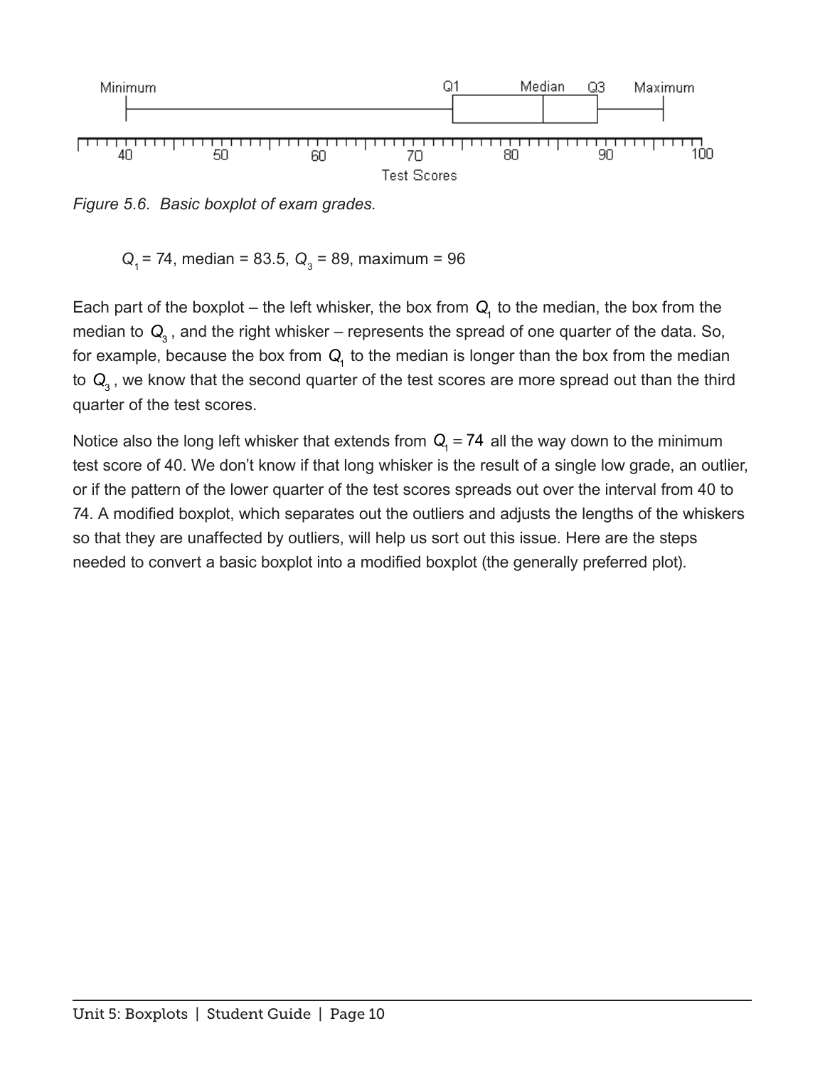*Figure 5.6. Basic boxplot of exam grades.*

$Q_1$ = 74, median = 83.5, $Q_3$ = 89, maximum = 96

Each part of the boxplot – the left whisker, the box from $Q_1$ to the median, the box from the median to $Q_3$, and the right whisker – represents the spread of one quarter of the data. So, for example, because the box from $Q_1$ to the median is longer than the box from the median to $Q_3$, we know that the second quarter of the test scores are more spread out than the third quarter of the test scores.

Notice also the long left whisker that extends from $Q_1 = 74$ all the way down to the minimum test score of 40. We don't know if that long whisker is the result of a single low grade, an outlier, or if the pattern of the lower quarter of the test scores spreads out over the interval from 40 to 74. A modified boxplot, which separates out the outliers and adjusts the lengths of the whiskers so that they are unaffected by outliers, will help us sort out this issue. Here are the steps needed to convert a basic boxplot into a modified boxplot (the generally preferred plot).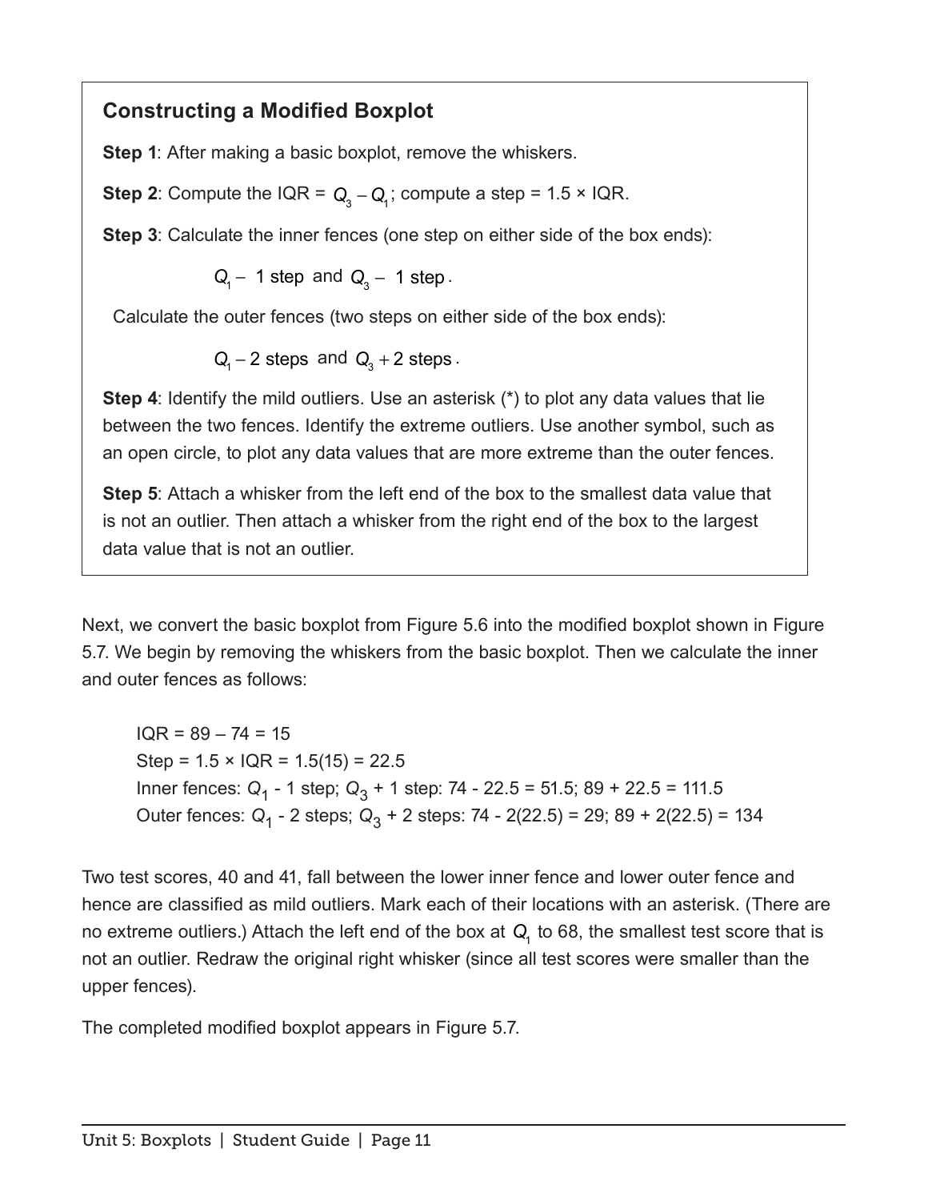### Constructing a Modified Boxplot

**Step 1**: After making a basic boxplot, remove the whiskers.

**Step 2**: Compute the IQR = $Q_3 - Q_1$; compute a step = 1.5 × IQR.

**Step 3**: Calculate the inner fences (one step on either side of the box ends):

$$Q_1 - \text{ 1 step} \text{ and } Q_3 - \text{ 1 step}.$$

Calculate the outer fences (two steps on either side of the box ends):

$$Q_1 - 2 \text{ steps} \text{ and } Q_3 + 2 \text{ steps}.$$

**Step 4**: Identify the mild outliers. Use an asterisk (*) to plot any data values that lie between the two fences. Identify the extreme outliers. Use another symbol, such as an open circle, to plot any data values that are more extreme than the outer fences.

**Step 5**: Attach a whisker from the left end of the box to the smallest data value that is not an outlier. Then attach a whisker from the right end of the box to the largest data value that is not an outlier.

Next, we convert the basic boxplot from Figure 5.6 into the modified boxplot shown in Figure 5.7. We begin by removing the whiskers from the basic boxplot. Then we calculate the inner and outer fences as follows:

IQR = 89 – 74 = 15
Step = 1.5 × IQR = 1.5(15) = 22.5
Inner fences: $Q_1$ - 1 step; $Q_3$ + 1 step: 74 - 22.5 = 51.5; 89 + 22.5 = 111.5
Outer fences: $Q_1$ - 2 steps; $Q_3$ + 2 steps: 74 - 2(22.5) = 29; 89 + 2(22.5) = 134

Two test scores, 40 and 41, fall between the lower inner fence and lower outer fence and hence are classified as mild outliers. Mark each of their locations with an asterisk. (There are no extreme outliers.) Attach the left end of the box at $Q_1$ to 68, the smallest test score that is not an outlier. Redraw the original right whisker (since all test scores were smaller than the upper fences).

The completed modified boxplot appears in Figure 5.7.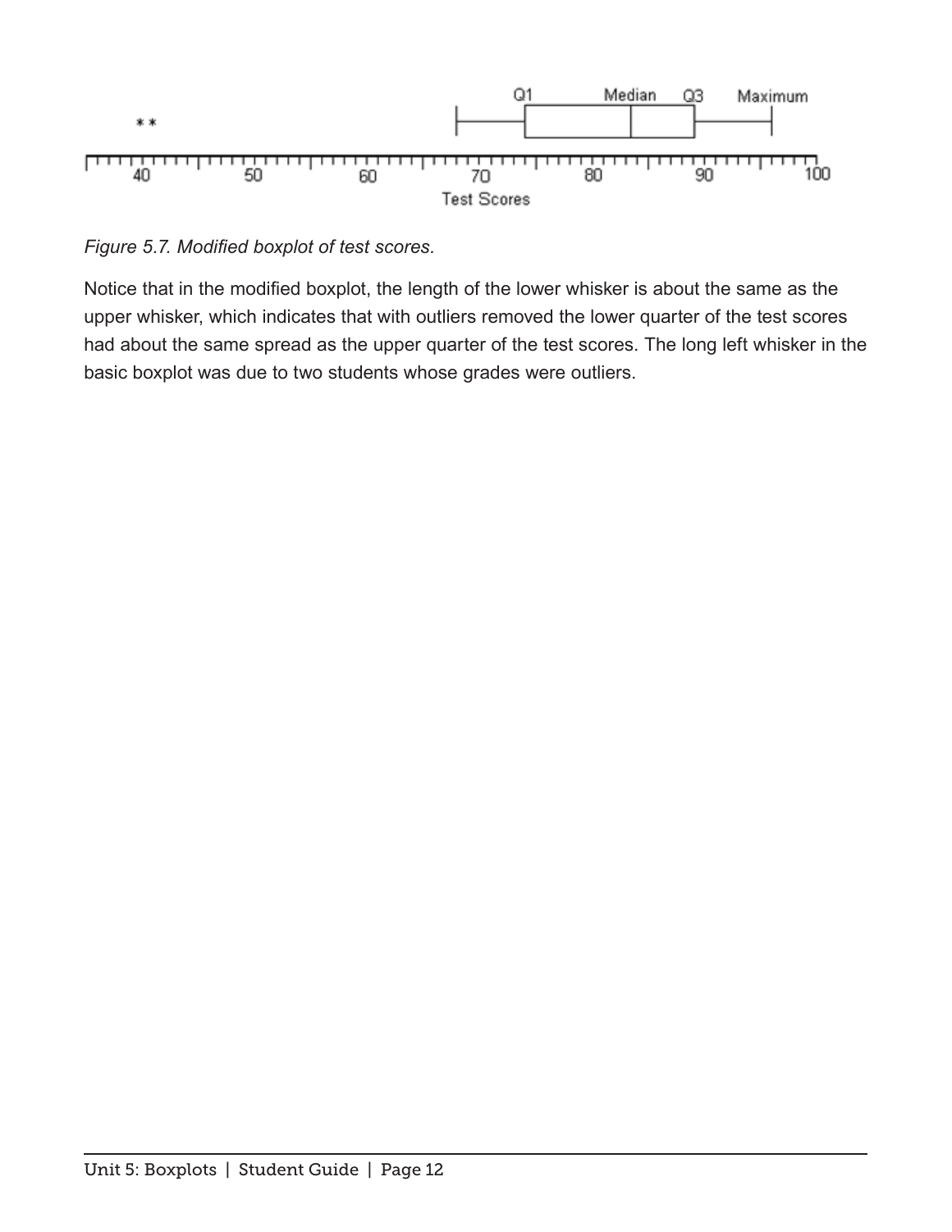*Figure 5.7. Modified boxplot of test scores.*

Notice that in the modified boxplot, the length of the lower whisker is about the same as the upper whisker, which indicates that with outliers removed the lower quarter of the test scores had about the same spread as the upper quarter of the test scores. The long left whisker in the basic boxplot was due to two students whose grades were outliers.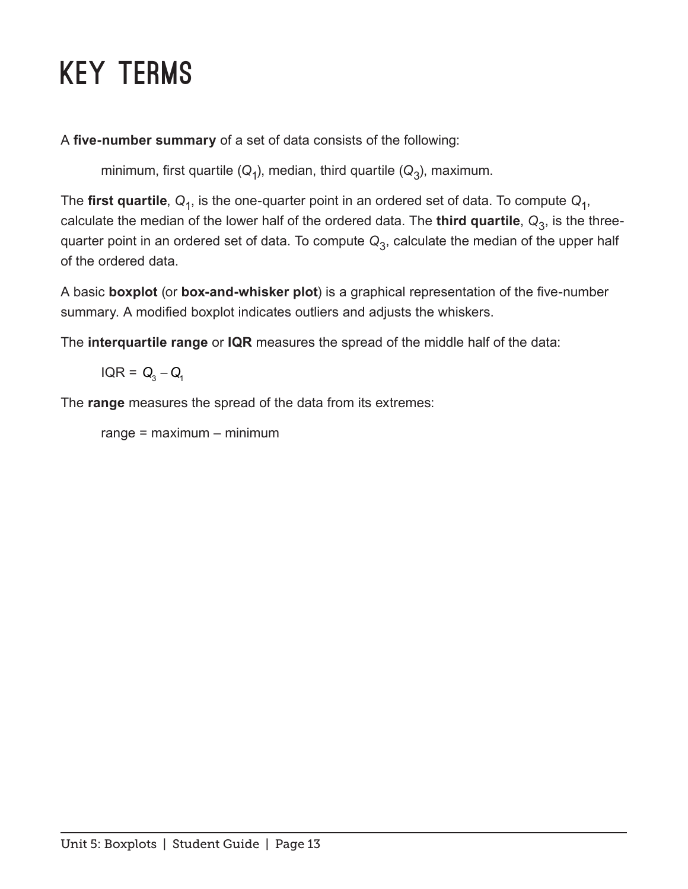# KEY TERMS

A **five-number summary** of a set of data consists of the following:

minimum, first quartile ($Q_1$), median, third quartile ($Q_3$), maximum.

The **first quartile**, $Q_1$, is the one-quarter point in an ordered set of data. To compute $Q_1$, calculate the median of the lower half of the ordered data. The **third quartile**, $Q_3$, is the three-quarter point in an ordered set of data. To compute $Q_3$, calculate the median of the upper half of the ordered data.

A basic **boxplot** (or **box-and-whisker plot**) is a graphical representation of the five-number summary. A modified boxplot indicates outliers and adjusts the whiskers.

The **interquartile range** or **IQR** measures the spread of the middle half of the data:

$$\text{IQR} = Q_3 - Q_1$$

The **range** measures the spread of the data from its extremes:

range = maximum – minimum